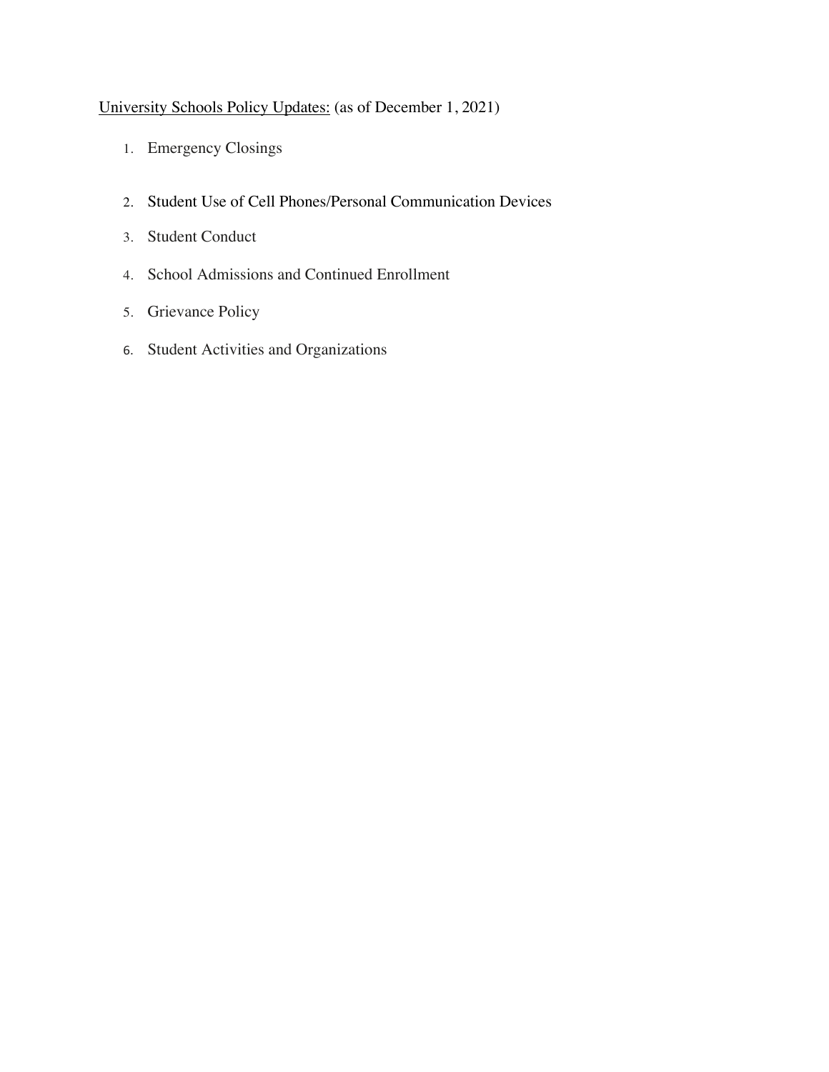<u>University Schools Policy Updates:</u> (as of December 1, 2021)

1. Emergency Closings
2. Student Use of Cell Phones/Personal Communication Devices
3. Student Conduct
4. School Admissions and Continued Enrollment
5. Grievance Policy
6. Student Activities and Organizations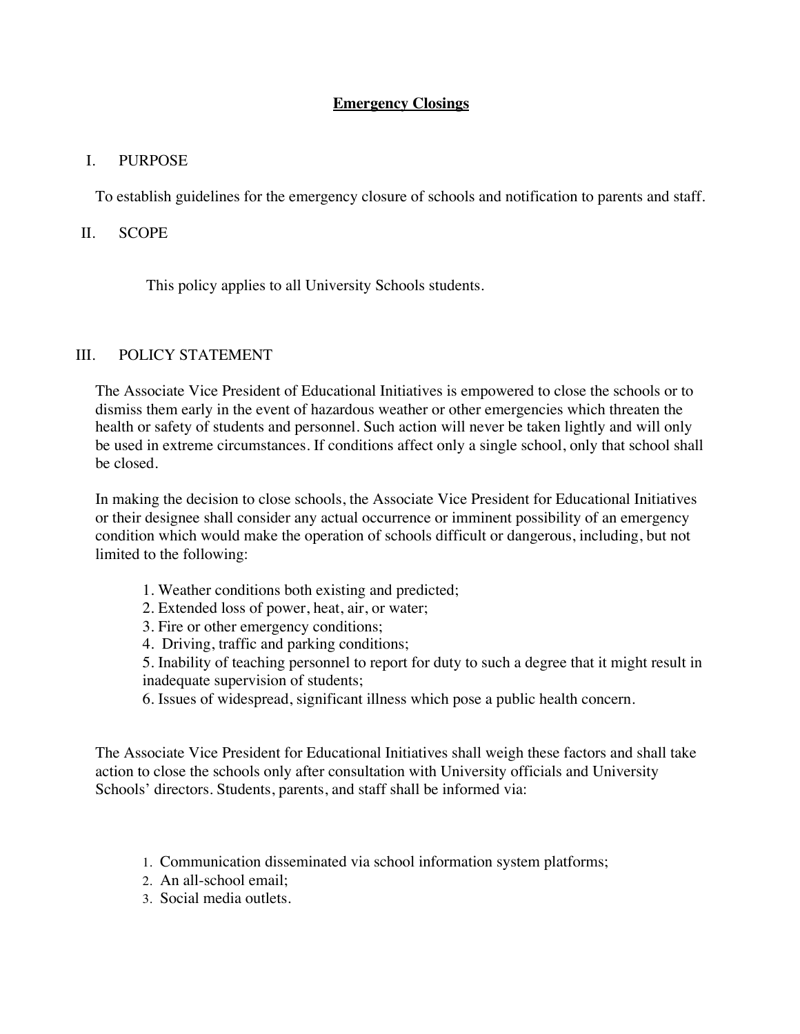# **Emergency Closings**

## I. PURPOSE

To establish guidelines for the emergency closure of schools and notification to parents and staff.

## II. SCOPE

This policy applies to all University Schools students.

## III. POLICY STATEMENT

The Associate Vice President of Educational Initiatives is empowered to close the schools or to dismiss them early in the event of hazardous weather or other emergencies which threaten the health or safety of students and personnel. Such action will never be taken lightly and will only be used in extreme circumstances. If conditions affect only a single school, only that school shall be closed.

In making the decision to close schools, the Associate Vice President for Educational Initiatives or their designee shall consider any actual occurrence or imminent possibility of an emergency condition which would make the operation of schools difficult or dangerous, including, but not limited to the following:

1. Weather conditions both existing and predicted;
2. Extended loss of power, heat, air, or water;
3. Fire or other emergency conditions;
4. Driving, traffic and parking conditions;
5. Inability of teaching personnel to report for duty to such a degree that it might result in inadequate supervision of students;
6. Issues of widespread, significant illness which pose a public health concern.

The Associate Vice President for Educational Initiatives shall weigh these factors and shall take action to close the schools only after consultation with University officials and University Schools' directors. Students, parents, and staff shall be informed via:

1. Communication disseminated via school information system platforms;
2. An all-school email;
3. Social media outlets.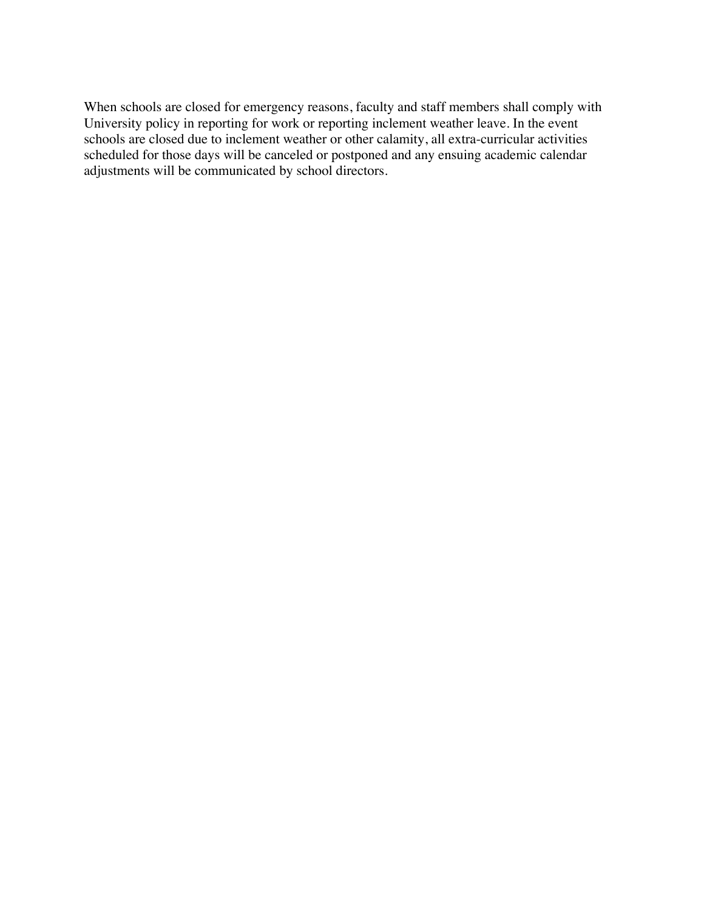When schools are closed for emergency reasons, faculty and staff members shall comply with University policy in reporting for work or reporting inclement weather leave. In the event schools are closed due to inclement weather or other calamity, all extra-curricular activities scheduled for those days will be canceled or postponed and any ensuing academic calendar adjustments will be communicated by school directors.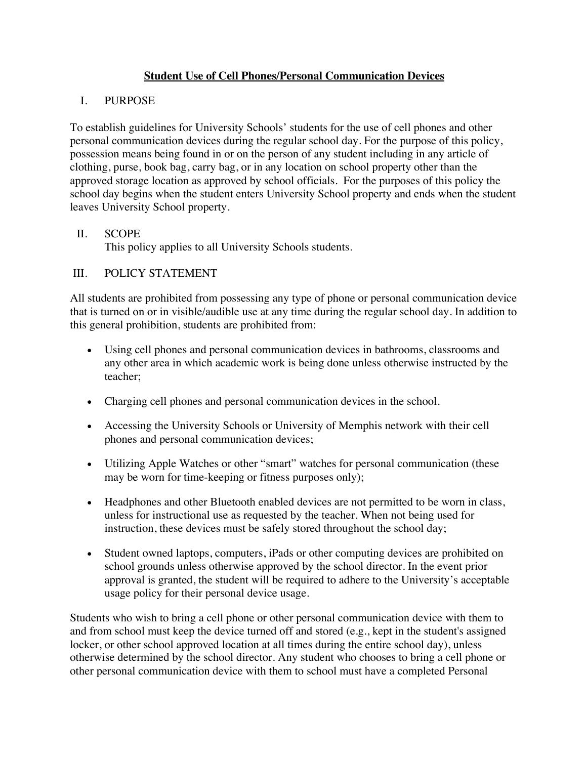## **Student Use of Cell Phones/Personal Communication Devices**

I. PURPOSE

To establish guidelines for University Schools' students for the use of cell phones and other personal communication devices during the regular school day. For the purpose of this policy, possession means being found in or on the person of any student including in any article of clothing, purse, book bag, carry bag, or in any location on school property other than the approved storage location as approved by school officials. For the purposes of this policy the school day begins when the student enters University School property and ends when the student leaves University School property.

II. SCOPE

This policy applies to all University Schools students.

III. POLICY STATEMENT

All students are prohibited from possessing any type of phone or personal communication device that is turned on or in visible/audible use at any time during the regular school day. In addition to this general prohibition, students are prohibited from:

- Using cell phones and personal communication devices in bathrooms, classrooms and any other area in which academic work is being done unless otherwise instructed by the teacher;
- Charging cell phones and personal communication devices in the school.
- Accessing the University Schools or University of Memphis network with their cell phones and personal communication devices;
- Utilizing Apple Watches or other "smart" watches for personal communication (these may be worn for time-keeping or fitness purposes only);
- Headphones and other Bluetooth enabled devices are not permitted to be worn in class, unless for instructional use as requested by the teacher. When not being used for instruction, these devices must be safely stored throughout the school day;
- Student owned laptops, computers, iPads or other computing devices are prohibited on school grounds unless otherwise approved by the school director. In the event prior approval is granted, the student will be required to adhere to the University's acceptable usage policy for their personal device usage.

Students who wish to bring a cell phone or other personal communication device with them to and from school must keep the device turned off and stored (e.g., kept in the student's assigned locker, or other school approved location at all times during the entire school day), unless otherwise determined by the school director. Any student who chooses to bring a cell phone or other personal communication device with them to school must have a completed Personal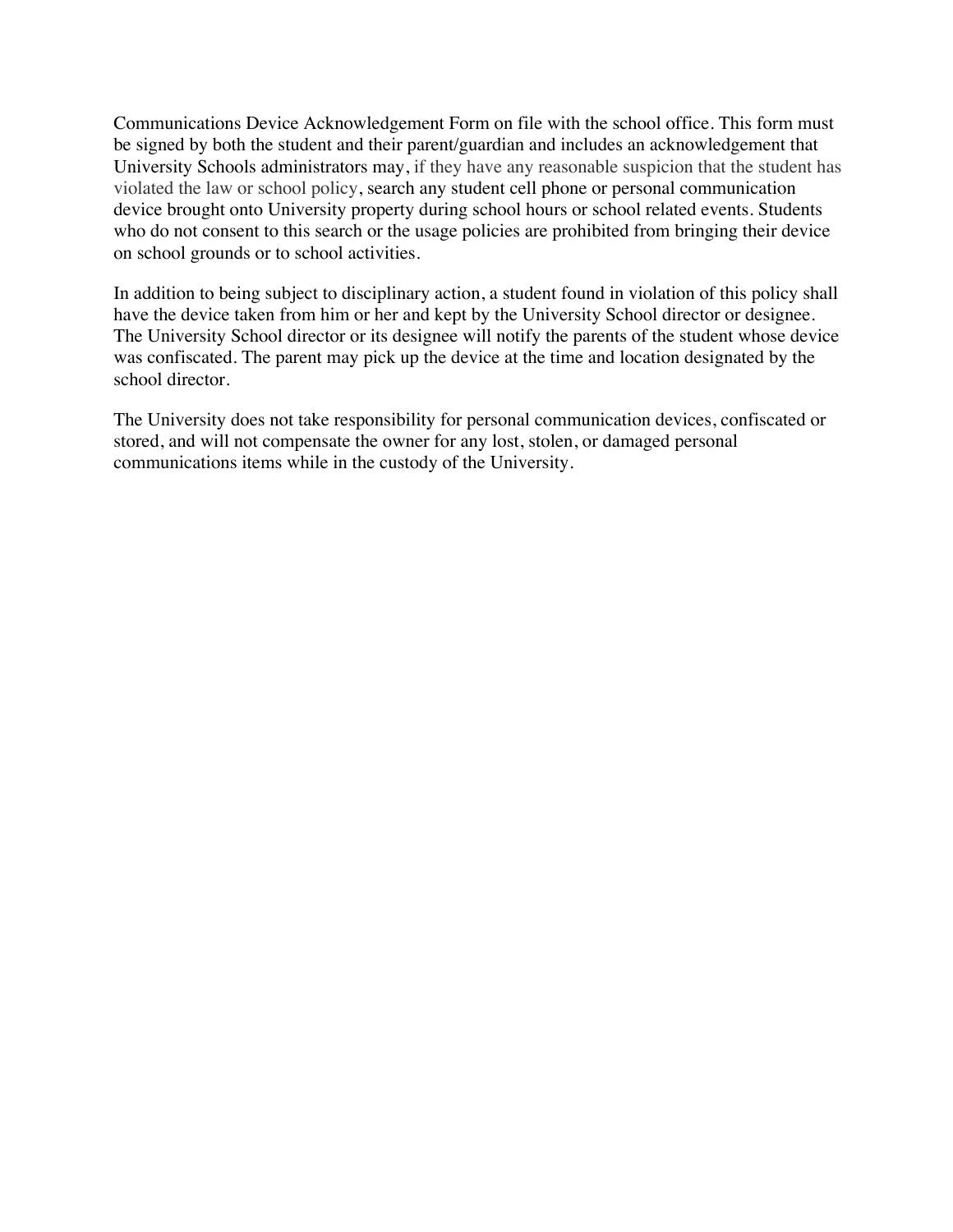Communications Device Acknowledgement Form on file with the school office. This form must be signed by both the student and their parent/guardian and includes an acknowledgement that University Schools administrators may, if they have any reasonable suspicion that the student has violated the law or school policy, search any student cell phone or personal communication device brought onto University property during school hours or school related events. Students who do not consent to this search or the usage policies are prohibited from bringing their device on school grounds or to school activities.

In addition to being subject to disciplinary action, a student found in violation of this policy shall have the device taken from him or her and kept by the University School director or designee. The University School director or its designee will notify the parents of the student whose device was confiscated. The parent may pick up the device at the time and location designated by the school director.

The University does not take responsibility for personal communication devices, confiscated or stored, and will not compensate the owner for any lost, stolen, or damaged personal communications items while in the custody of the University.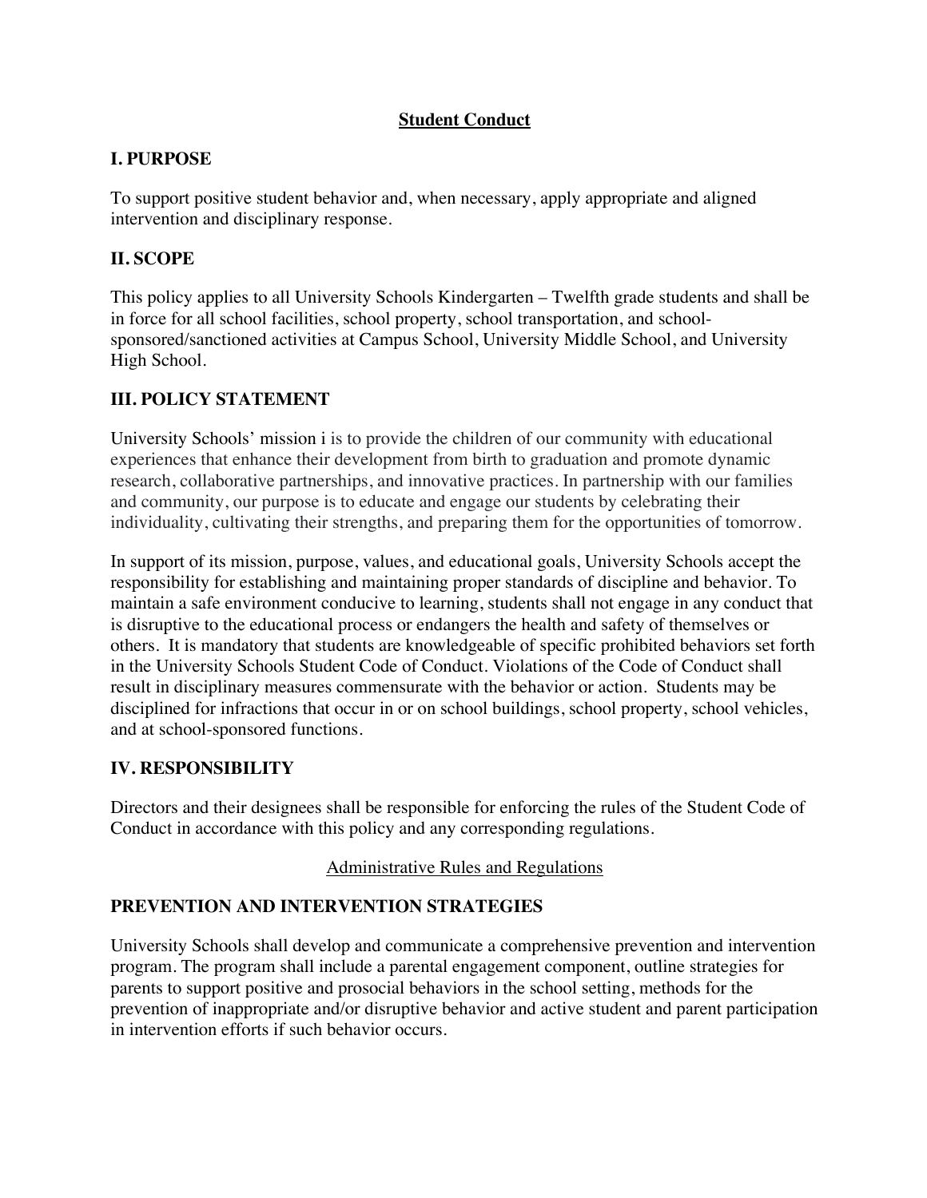**Student Conduct**

## I. PURPOSE

To support positive student behavior and, when necessary, apply appropriate and aligned intervention and disciplinary response.

## II. SCOPE

This policy applies to all University Schools Kindergarten – Twelfth grade students and shall be in force for all school facilities, school property, school transportation, and school-sponsored/sanctioned activities at Campus School, University Middle School, and University High School.

## III. POLICY STATEMENT

University Schools' mission i is to provide the children of our community with educational experiences that enhance their development from birth to graduation and promote dynamic research, collaborative partnerships, and innovative practices. In partnership with our families and community, our purpose is to educate and engage our students by celebrating their individuality, cultivating their strengths, and preparing them for the opportunities of tomorrow.

In support of its mission, purpose, values, and educational goals, University Schools accept the responsibility for establishing and maintaining proper standards of discipline and behavior. To maintain a safe environment conducive to learning, students shall not engage in any conduct that is disruptive to the educational process or endangers the health and safety of themselves or others. It is mandatory that students are knowledgeable of specific prohibited behaviors set forth in the University Schools Student Code of Conduct. Violations of the Code of Conduct shall result in disciplinary measures commensurate with the behavior or action. Students may be disciplined for infractions that occur in or on school buildings, school property, school vehicles, and at school-sponsored functions.

## IV. RESPONSIBILITY

Directors and their designees shall be responsible for enforcing the rules of the Student Code of Conduct in accordance with this policy and any corresponding regulations.

Administrative Rules and Regulations

## PREVENTION AND INTERVENTION STRATEGIES

University Schools shall develop and communicate a comprehensive prevention and intervention program. The program shall include a parental engagement component, outline strategies for parents to support positive and prosocial behaviors in the school setting, methods for the prevention of inappropriate and/or disruptive behavior and active student and parent participation in intervention efforts if such behavior occurs.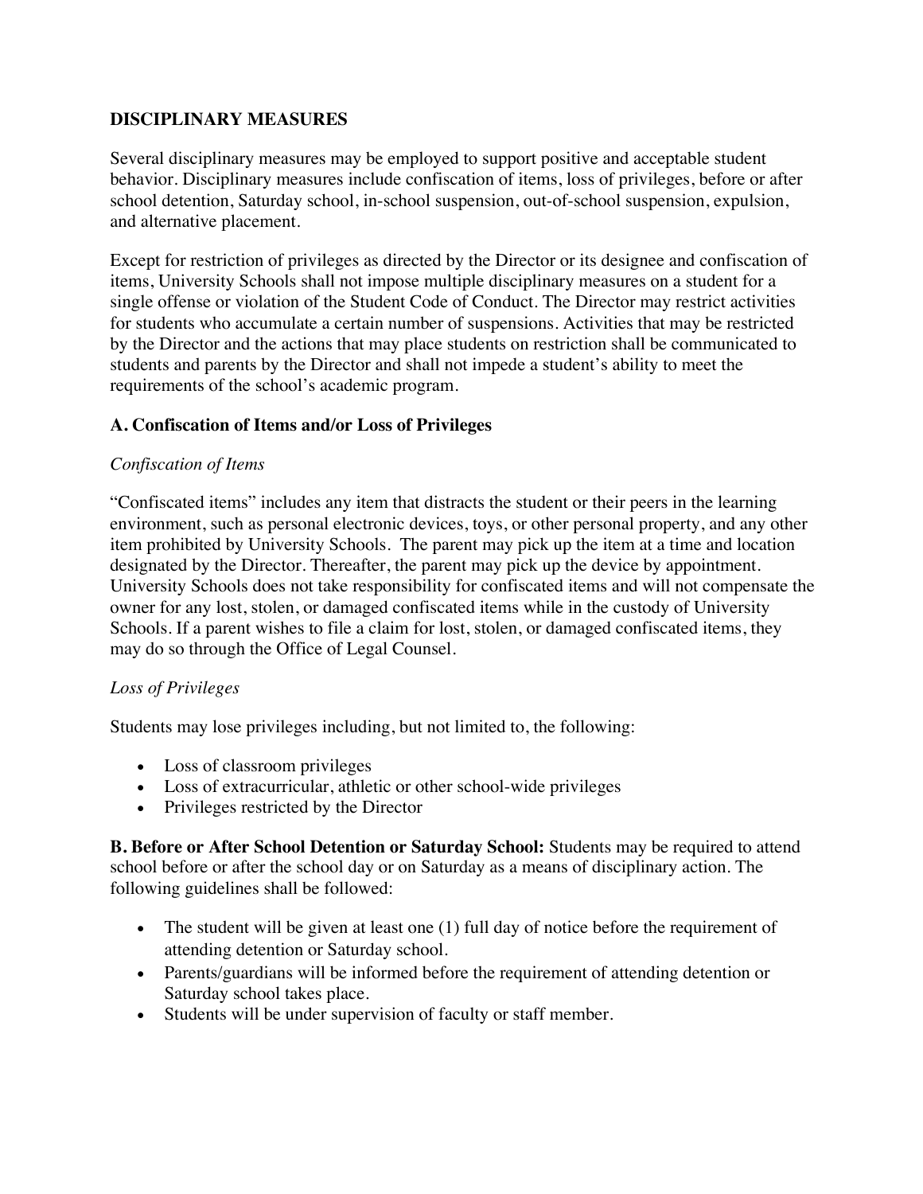## DISCIPLINARY MEASURES

Several disciplinary measures may be employed to support positive and acceptable student behavior. Disciplinary measures include confiscation of items, loss of privileges, before or after school detention, Saturday school, in-school suspension, out-of-school suspension, expulsion, and alternative placement.

Except for restriction of privileges as directed by the Director or its designee and confiscation of items, University Schools shall not impose multiple disciplinary measures on a student for a single offense or violation of the Student Code of Conduct. The Director may restrict activities for students who accumulate a certain number of suspensions. Activities that may be restricted by the Director and the actions that may place students on restriction shall be communicated to students and parents by the Director and shall not impede a student's ability to meet the requirements of the school's academic program.

### A. Confiscation of Items and/or Loss of Privileges

*Confiscation of Items*

"Confiscated items" includes any item that distracts the student or their peers in the learning environment, such as personal electronic devices, toys, or other personal property, and any other item prohibited by University Schools. The parent may pick up the item at a time and location designated by the Director. Thereafter, the parent may pick up the device by appointment. University Schools does not take responsibility for confiscated items and will not compensate the owner for any lost, stolen, or damaged confiscated items while in the custody of University Schools. If a parent wishes to file a claim for lost, stolen, or damaged confiscated items, they may do so through the Office of Legal Counsel.

*Loss of Privileges*

Students may lose privileges including, but not limited to, the following:

- Loss of classroom privileges
- Loss of extracurricular, athletic or other school-wide privileges
- Privileges restricted by the Director

**B. Before or After School Detention or Saturday School:** Students may be required to attend school before or after the school day or on Saturday as a means of disciplinary action. The following guidelines shall be followed:

- The student will be given at least one (1) full day of notice before the requirement of attending detention or Saturday school.
- Parents/guardians will be informed before the requirement of attending detention or Saturday school takes place.
- Students will be under supervision of faculty or staff member.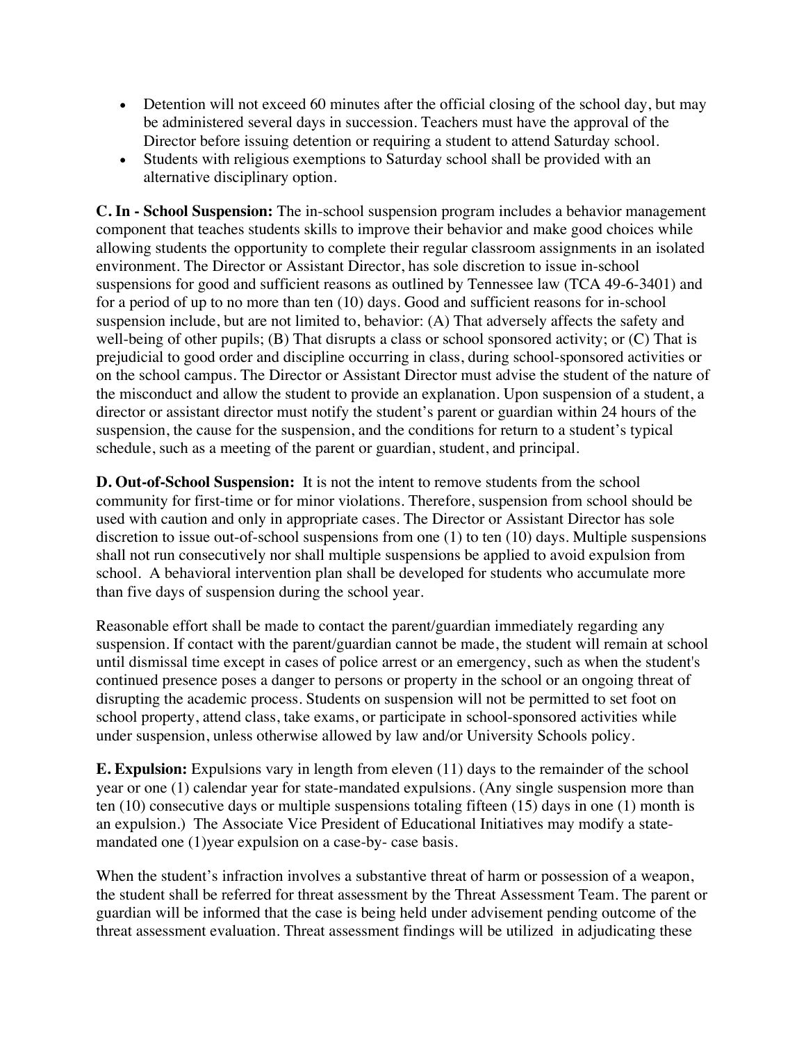- Detention will not exceed 60 minutes after the official closing of the school day, but may be administered several days in succession. Teachers must have the approval of the Director before issuing detention or requiring a student to attend Saturday school.
- Students with religious exemptions to Saturday school shall be provided with an alternative disciplinary option.

**C. In - School Suspension:** The in-school suspension program includes a behavior management component that teaches students skills to improve their behavior and make good choices while allowing students the opportunity to complete their regular classroom assignments in an isolated environment. The Director or Assistant Director, has sole discretion to issue in-school suspensions for good and sufficient reasons as outlined by Tennessee law (TCA 49-6-3401) and for a period of up to no more than ten (10) days. Good and sufficient reasons for in-school suspension include, but are not limited to, behavior: (A) That adversely affects the safety and well-being of other pupils; (B) That disrupts a class or school sponsored activity; or (C) That is prejudicial to good order and discipline occurring in class, during school-sponsored activities or on the school campus. The Director or Assistant Director must advise the student of the nature of the misconduct and allow the student to provide an explanation. Upon suspension of a student, a director or assistant director must notify the student's parent or guardian within 24 hours of the suspension, the cause for the suspension, and the conditions for return to a student's typical schedule, such as a meeting of the parent or guardian, student, and principal.

**D. Out-of-School Suspension:** It is not the intent to remove students from the school community for first-time or for minor violations. Therefore, suspension from school should be used with caution and only in appropriate cases. The Director or Assistant Director has sole discretion to issue out-of-school suspensions from one (1) to ten (10) days. Multiple suspensions shall not run consecutively nor shall multiple suspensions be applied to avoid expulsion from school. A behavioral intervention plan shall be developed for students who accumulate more than five days of suspension during the school year.

Reasonable effort shall be made to contact the parent/guardian immediately regarding any suspension. If contact with the parent/guardian cannot be made, the student will remain at school until dismissal time except in cases of police arrest or an emergency, such as when the student's continued presence poses a danger to persons or property in the school or an ongoing threat of disrupting the academic process. Students on suspension will not be permitted to set foot on school property, attend class, take exams, or participate in school-sponsored activities while under suspension, unless otherwise allowed by law and/or University Schools policy.

**E. Expulsion:** Expulsions vary in length from eleven (11) days to the remainder of the school year or one (1) calendar year for state-mandated expulsions. (Any single suspension more than ten (10) consecutive days or multiple suspensions totaling fifteen (15) days in one (1) month is an expulsion.) The Associate Vice President of Educational Initiatives may modify a state-mandated one (1)year expulsion on a case-by- case basis.

When the student's infraction involves a substantive threat of harm or possession of a weapon, the student shall be referred for threat assessment by the Threat Assessment Team. The parent or guardian will be informed that the case is being held under advisement pending outcome of the threat assessment evaluation. Threat assessment findings will be utilized in adjudicating these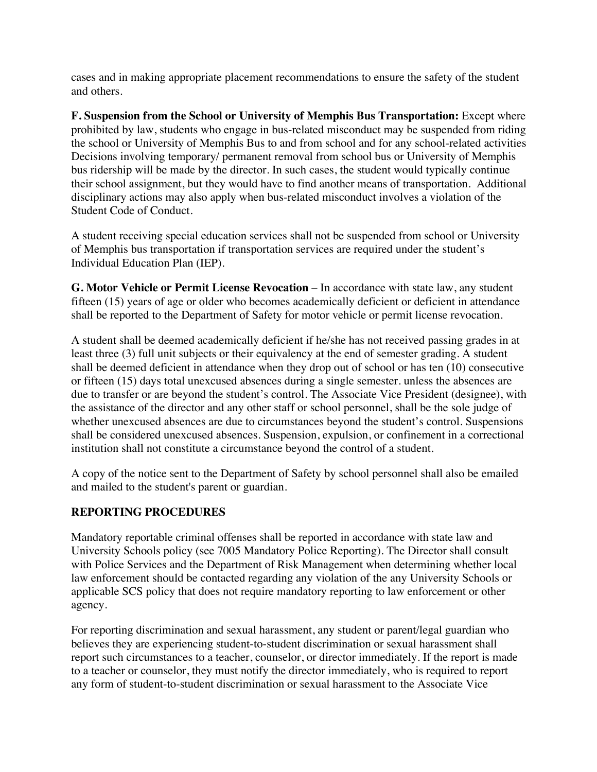cases and in making appropriate placement recommendations to ensure the safety of the student and others.

**F. Suspension from the School or University of Memphis Bus Transportation:** Except where prohibited by law, students who engage in bus-related misconduct may be suspended from riding the school or University of Memphis Bus to and from school and for any school-related activities Decisions involving temporary/ permanent removal from school bus or University of Memphis bus ridership will be made by the director. In such cases, the student would typically continue their school assignment, but they would have to find another means of transportation. Additional disciplinary actions may also apply when bus-related misconduct involves a violation of the Student Code of Conduct.

A student receiving special education services shall not be suspended from school or University of Memphis bus transportation if transportation services are required under the student's Individual Education Plan (IEP).

**G. Motor Vehicle or Permit License Revocation** – In accordance with state law, any student fifteen (15) years of age or older who becomes academically deficient or deficient in attendance shall be reported to the Department of Safety for motor vehicle or permit license revocation.

A student shall be deemed academically deficient if he/she has not received passing grades in at least three (3) full unit subjects or their equivalency at the end of semester grading. A student shall be deemed deficient in attendance when they drop out of school or has ten (10) consecutive or fifteen (15) days total unexcused absences during a single semester. unless the absences are due to transfer or are beyond the student's control. The Associate Vice President (designee), with the assistance of the director and any other staff or school personnel, shall be the sole judge of whether unexcused absences are due to circumstances beyond the student's control. Suspensions shall be considered unexcused absences. Suspension, expulsion, or confinement in a correctional institution shall not constitute a circumstance beyond the control of a student.

A copy of the notice sent to the Department of Safety by school personnel shall also be emailed and mailed to the student's parent or guardian.

## REPORTING PROCEDURES

Mandatory reportable criminal offenses shall be reported in accordance with state law and University Schools policy (see 7005 Mandatory Police Reporting). The Director shall consult with Police Services and the Department of Risk Management when determining whether local law enforcement should be contacted regarding any violation of the any University Schools or applicable SCS policy that does not require mandatory reporting to law enforcement or other agency.

For reporting discrimination and sexual harassment, any student or parent/legal guardian who believes they are experiencing student-to-student discrimination or sexual harassment shall report such circumstances to a teacher, counselor, or director immediately. If the report is made to a teacher or counselor, they must notify the director immediately, who is required to report any form of student-to-student discrimination or sexual harassment to the Associate Vice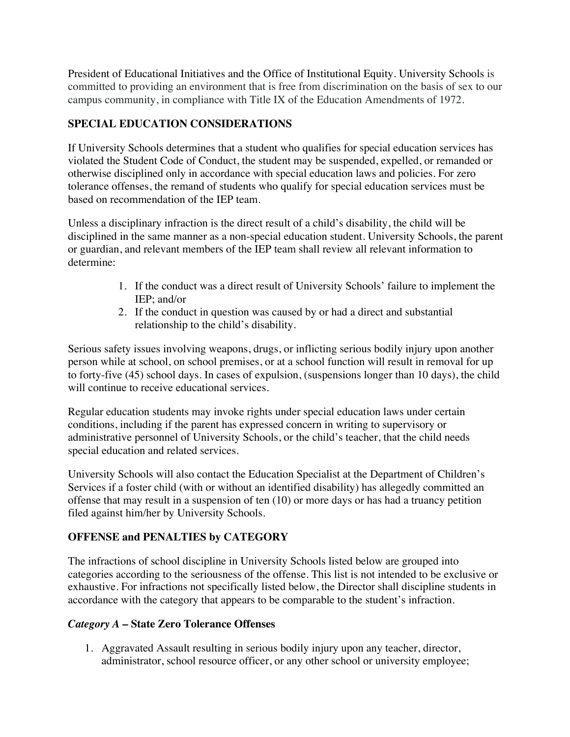President of Educational Initiatives and the Office of Institutional Equity. University Schools is committed to providing an environment that is free from discrimination on the basis of sex to our campus community, in compliance with Title IX of the Education Amendments of 1972.

## SPECIAL EDUCATION CONSIDERATIONS

If University Schools determines that a student who qualifies for special education services has violated the Student Code of Conduct, the student may be suspended, expelled, or remanded or otherwise disciplined only in accordance with special education laws and policies. For zero tolerance offenses, the remand of students who qualify for special education services must be based on recommendation of the IEP team.

Unless a disciplinary infraction is the direct result of a child's disability, the child will be disciplined in the same manner as a non-special education student. University Schools, the parent or guardian, and relevant members of the IEP team shall review all relevant information to determine:

1. If the conduct was a direct result of University Schools' failure to implement the IEP; and/or
2. If the conduct in question was caused by or had a direct and substantial relationship to the child's disability.

Serious safety issues involving weapons, drugs, or inflicting serious bodily injury upon another person while at school, on school premises, or at a school function will result in removal for up to forty-five (45) school days. In cases of expulsion, (suspensions longer than 10 days), the child will continue to receive educational services.

Regular education students may invoke rights under special education laws under certain conditions, including if the parent has expressed concern in writing to supervisory or administrative personnel of University Schools, or the child's teacher, that the child needs special education and related services.

University Schools will also contact the Education Specialist at the Department of Children's Services if a foster child (with or without an identified disability) has allegedly committed an offense that may result in a suspension of ten (10) or more days or has had a truancy petition filed against him/her by University Schools.

## OFFENSE and PENALTIES by CATEGORY

The infractions of school discipline in University Schools listed below are grouped into categories according to the seriousness of the offense. This list is not intended to be exclusive or exhaustive. For infractions not specifically listed below, the Director shall discipline students in accordance with the category that appears to be comparable to the student's infraction.

### *Category A* – State Zero Tolerance Offenses

1. Aggravated Assault resulting in serious bodily injury upon any teacher, director, administrator, school resource officer, or any other school or university employee;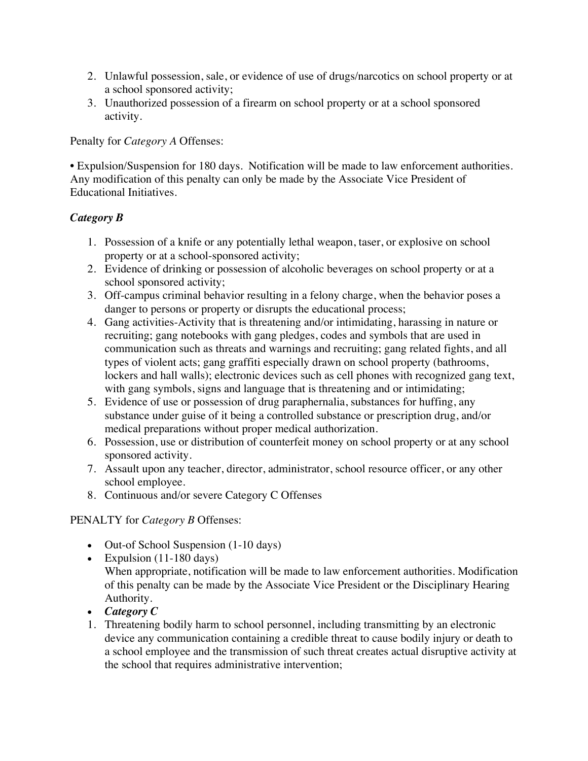2. Unlawful possession, sale, or evidence of use of drugs/narcotics on school property or at a school sponsored activity;
3. Unauthorized possession of a firearm on school property or at a school sponsored activity.

Penalty for *Category A* Offenses:

• Expulsion/Suspension for 180 days. Notification will be made to law enforcement authorities. Any modification of this penalty can only be made by the Associate Vice President of Educational Initiatives.

***Category B***

1. Possession of a knife or any potentially lethal weapon, taser, or explosive on school property or at a school-sponsored activity;
2. Evidence of drinking or possession of alcoholic beverages on school property or at a school sponsored activity;
3. Off-campus criminal behavior resulting in a felony charge, when the behavior poses a danger to persons or property or disrupts the educational process;
4. Gang activities-Activity that is threatening and/or intimidating, harassing in nature or recruiting; gang notebooks with gang pledges, codes and symbols that are used in communication such as threats and warnings and recruiting; gang related fights, and all types of violent acts; gang graffiti especially drawn on school property (bathrooms, lockers and hall walls); electronic devices such as cell phones with recognized gang text, with gang symbols, signs and language that is threatening and or intimidating;
5. Evidence of use or possession of drug paraphernalia, substances for huffing, any substance under guise of it being a controlled substance or prescription drug, and/or medical preparations without proper medical authorization.
6. Possession, use or distribution of counterfeit money on school property or at any school sponsored activity.
7. Assault upon any teacher, director, administrator, school resource officer, or any other school employee.
8. Continuous and/or severe Category C Offenses

PENALTY for *Category B* Offenses:

- Out-of School Suspension (1-10 days)
- Expulsion (11-180 days)
  When appropriate, notification will be made to law enforcement authorities. Modification of this penalty can be made by the Associate Vice President or the Disciplinary Hearing Authority.
- ***Category C***

1. Threatening bodily harm to school personnel, including transmitting by an electronic device any communication containing a credible threat to cause bodily injury or death to a school employee and the transmission of such threat creates actual disruptive activity at the school that requires administrative intervention;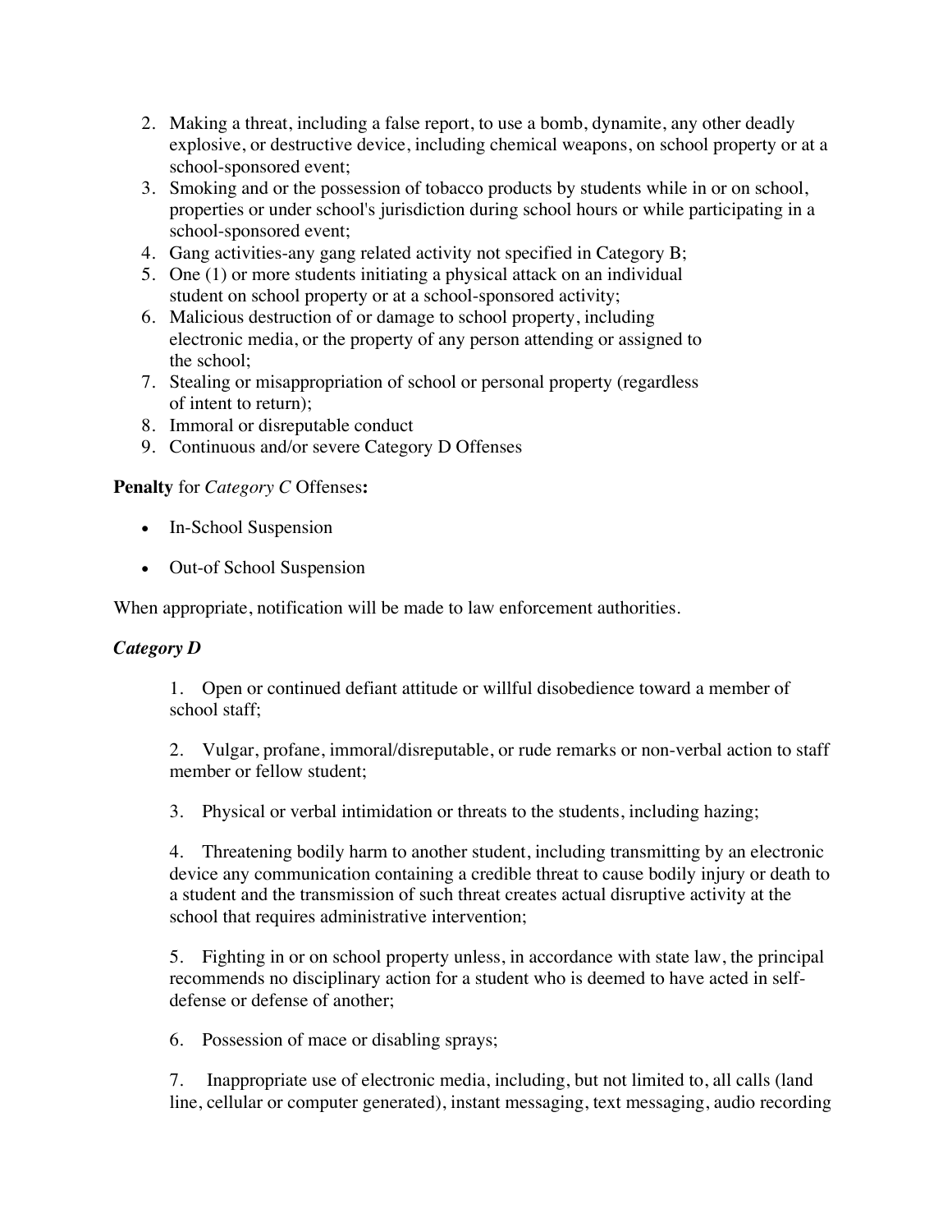2. Making a threat, including a false report, to use a bomb, dynamite, any other deadly explosive, or destructive device, including chemical weapons, on school property or at a school-sponsored event;
3. Smoking and or the possession of tobacco products by students while in or on school, properties or under school's jurisdiction during school hours or while participating in a school-sponsored event;
4. Gang activities-any gang related activity not specified in Category B;
5. One (1) or more students initiating a physical attack on an individual student on school property or at a school-sponsored activity;
6. Malicious destruction of or damage to school property, including electronic media, or the property of any person attending or assigned to the school;
7. Stealing or misappropriation of school or personal property (regardless of intent to return);
8. Immoral or disreputable conduct
9. Continuous and/or severe Category D Offenses

**Penalty** for *Category C* Offenses**:**

- In-School Suspension
- Out-of School Suspension

When appropriate, notification will be made to law enforcement authorities.

***Category D***

1. Open or continued defiant attitude or willful disobedience toward a member of school staff;

2. Vulgar, profane, immoral/disreputable, or rude remarks or non-verbal action to staff member or fellow student;

3. Physical or verbal intimidation or threats to the students, including hazing;

4. Threatening bodily harm to another student, including transmitting by an electronic device any communication containing a credible threat to cause bodily injury or death to a student and the transmission of such threat creates actual disruptive activity at the school that requires administrative intervention;

5. Fighting in or on school property unless, in accordance with state law, the principal recommends no disciplinary action for a student who is deemed to have acted in self-defense or defense of another;

6. Possession of mace or disabling sprays;

7. Inappropriate use of electronic media, including, but not limited to, all calls (land line, cellular or computer generated), instant messaging, text messaging, audio recording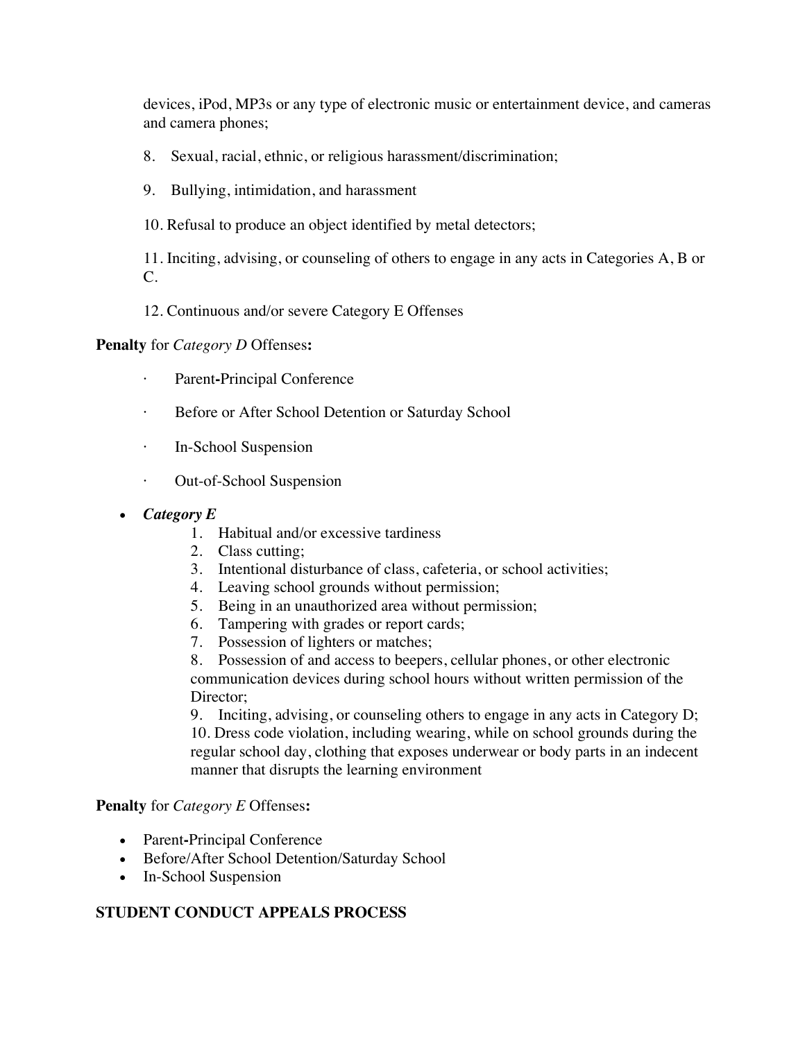devices, iPod, MP3s or any type of electronic music or entertainment device, and cameras and camera phones;

8. Sexual, racial, ethnic, or religious harassment/discrimination;

9. Bullying, intimidation, and harassment

10. Refusal to produce an object identified by metal detectors;

11. Inciting, advising, or counseling of others to engage in any acts in Categories A, B or C.

12. Continuous and/or severe Category E Offenses

**Penalty** for *Category D* Offenses**:**

- Parent-Principal Conference
- Before or After School Detention or Saturday School
- In-School Suspension
- Out-of-School Suspension

- ***Category E***
  1. Habitual and/or excessive tardiness
  2. Class cutting;
  3. Intentional disturbance of class, cafeteria, or school activities;
  4. Leaving school grounds without permission;
  5. Being in an unauthorized area without permission;
  6. Tampering with grades or report cards;
  7. Possession of lighters or matches;
  8. Possession of and access to beepers, cellular phones, or other electronic communication devices during school hours without written permission of the Director;
  9. Inciting, advising, or counseling others to engage in any acts in Category D;
  10. Dress code violation, including wearing, while on school grounds during the regular school day, clothing that exposes underwear or body parts in an indecent manner that disrupts the learning environment

**Penalty** for *Category E* Offenses**:**

- Parent-Principal Conference
- Before/After School Detention/Saturday School
- In-School Suspension

**STUDENT CONDUCT APPEALS PROCESS**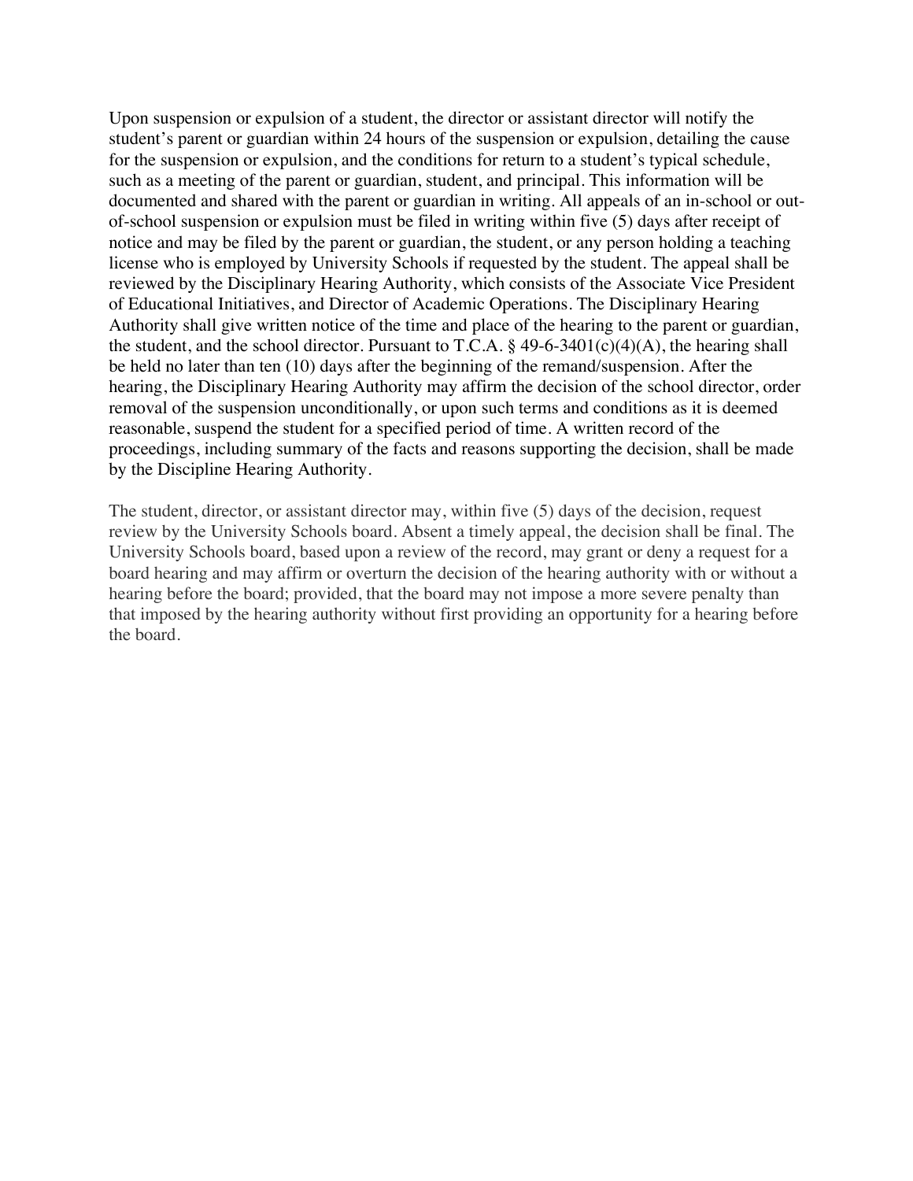Upon suspension or expulsion of a student, the director or assistant director will notify the student's parent or guardian within 24 hours of the suspension or expulsion, detailing the cause for the suspension or expulsion, and the conditions for return to a student's typical schedule, such as a meeting of the parent or guardian, student, and principal. This information will be documented and shared with the parent or guardian in writing. All appeals of an in-school or out-of-school suspension or expulsion must be filed in writing within five (5) days after receipt of notice and may be filed by the parent or guardian, the student, or any person holding a teaching license who is employed by University Schools if requested by the student. The appeal shall be reviewed by the Disciplinary Hearing Authority, which consists of the Associate Vice President of Educational Initiatives, and Director of Academic Operations. The Disciplinary Hearing Authority shall give written notice of the time and place of the hearing to the parent or guardian, the student, and the school director. Pursuant to T.C.A. § 49-6-3401(c)(4)(A), the hearing shall be held no later than ten (10) days after the beginning of the remand/suspension. After the hearing, the Disciplinary Hearing Authority may affirm the decision of the school director, order removal of the suspension unconditionally, or upon such terms and conditions as it is deemed reasonable, suspend the student for a specified period of time. A written record of the proceedings, including summary of the facts and reasons supporting the decision, shall be made by the Discipline Hearing Authority.

The student, director, or assistant director may, within five (5) days of the decision, request review by the University Schools board. Absent a timely appeal, the decision shall be final. The University Schools board, based upon a review of the record, may grant or deny a request for a board hearing and may affirm or overturn the decision of the hearing authority with or without a hearing before the board; provided, that the board may not impose a more severe penalty than that imposed by the hearing authority without first providing an opportunity for a hearing before the board.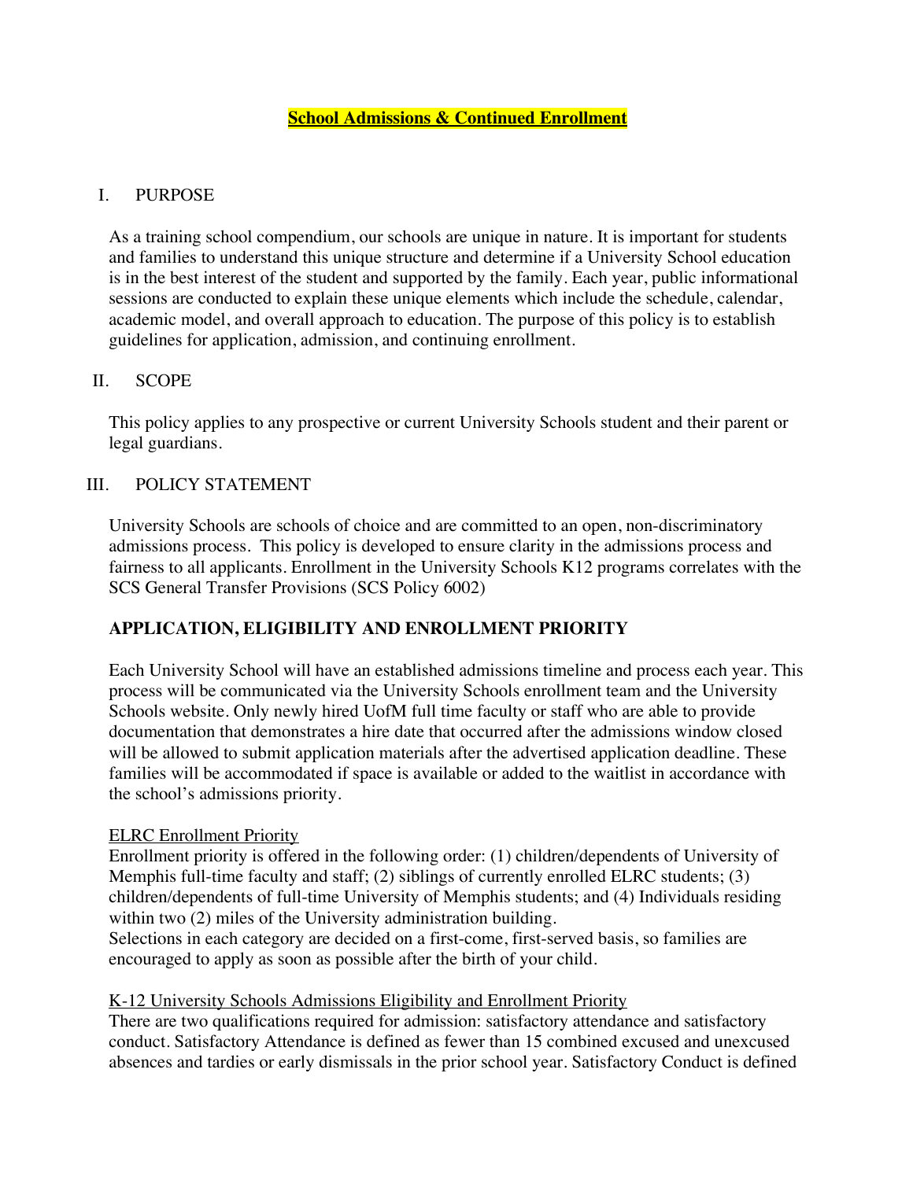# **School Admissions & Continued Enrollment**

## I. PURPOSE

As a training school compendium, our schools are unique in nature. It is important for students and families to understand this unique structure and determine if a University School education is in the best interest of the student and supported by the family. Each year, public informational sessions are conducted to explain these unique elements which include the schedule, calendar, academic model, and overall approach to education. The purpose of this policy is to establish guidelines for application, admission, and continuing enrollment.

## II. SCOPE

This policy applies to any prospective or current University Schools student and their parent or legal guardians.

## III. POLICY STATEMENT

University Schools are schools of choice and are committed to an open, non-discriminatory admissions process. This policy is developed to ensure clarity in the admissions process and fairness to all applicants. Enrollment in the University Schools K12 programs correlates with the SCS General Transfer Provisions (SCS Policy 6002)

### APPLICATION, ELIGIBILITY AND ENROLLMENT PRIORITY

Each University School will have an established admissions timeline and process each year. This process will be communicated via the University Schools enrollment team and the University Schools website. Only newly hired UofM full time faculty or staff who are able to provide documentation that demonstrates a hire date that occurred after the admissions window closed will be allowed to submit application materials after the advertised application deadline. These families will be accommodated if space is available or added to the waitlist in accordance with the school's admissions priority.

ELRC Enrollment Priority
Enrollment priority is offered in the following order: (1) children/dependents of University of Memphis full-time faculty and staff; (2) siblings of currently enrolled ELRC students; (3) children/dependents of full-time University of Memphis students; and (4) Individuals residing within two (2) miles of the University administration building.
Selections in each category are decided on a first-come, first-served basis, so families are encouraged to apply as soon as possible after the birth of your child.

K-12 University Schools Admissions Eligibility and Enrollment Priority
There are two qualifications required for admission: satisfactory attendance and satisfactory conduct. Satisfactory Attendance is defined as fewer than 15 combined excused and unexcused absences and tardies or early dismissals in the prior school year. Satisfactory Conduct is defined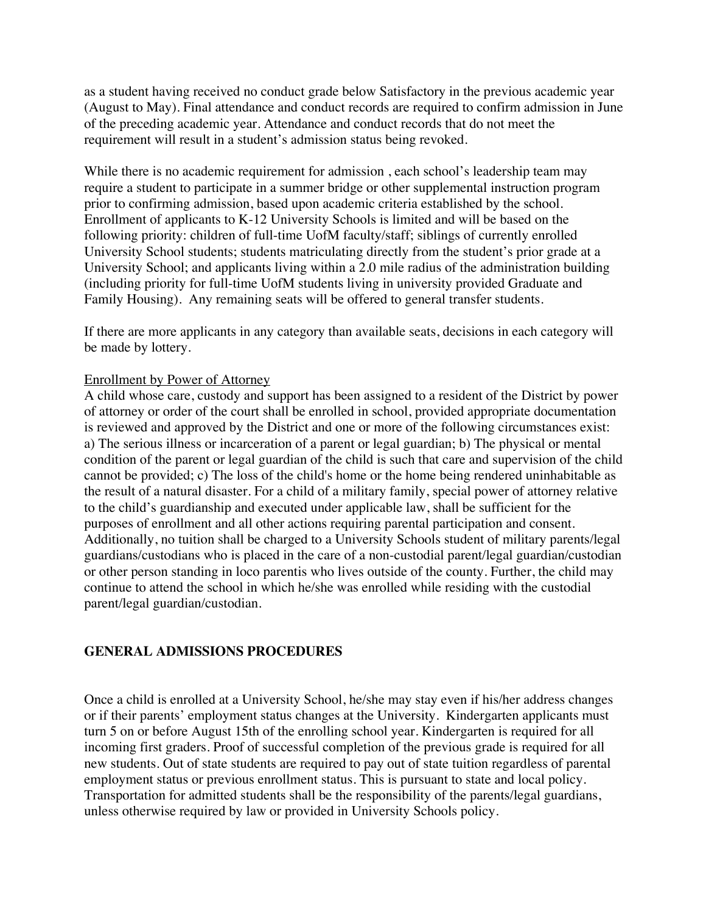as a student having received no conduct grade below Satisfactory in the previous academic year (August to May). Final attendance and conduct records are required to confirm admission in June of the preceding academic year. Attendance and conduct records that do not meet the requirement will result in a student's admission status being revoked.

While there is no academic requirement for admission , each school's leadership team may require a student to participate in a summer bridge or other supplemental instruction program prior to confirming admission, based upon academic criteria established by the school. Enrollment of applicants to K-12 University Schools is limited and will be based on the following priority: children of full-time UofM faculty/staff; siblings of currently enrolled University School students; students matriculating directly from the student's prior grade at a University School; and applicants living within a 2.0 mile radius of the administration building (including priority for full-time UofM students living in university provided Graduate and Family Housing). Any remaining seats will be offered to general transfer students.

If there are more applicants in any category than available seats, decisions in each category will be made by lottery.

Enrollment by Power of Attorney

A child whose care, custody and support has been assigned to a resident of the District by power of attorney or order of the court shall be enrolled in school, provided appropriate documentation is reviewed and approved by the District and one or more of the following circumstances exist: a) The serious illness or incarceration of a parent or legal guardian; b) The physical or mental condition of the parent or legal guardian of the child is such that care and supervision of the child cannot be provided; c) The loss of the child's home or the home being rendered uninhabitable as the result of a natural disaster. For a child of a military family, special power of attorney relative to the child's guardianship and executed under applicable law, shall be sufficient for the purposes of enrollment and all other actions requiring parental participation and consent. Additionally, no tuition shall be charged to a University Schools student of military parents/legal guardians/custodians who is placed in the care of a non-custodial parent/legal guardian/custodian or other person standing in loco parentis who lives outside of the county. Further, the child may continue to attend the school in which he/she was enrolled while residing with the custodial parent/legal guardian/custodian.

## GENERAL ADMISSIONS PROCEDURES

Once a child is enrolled at a University School, he/she may stay even if his/her address changes or if their parents' employment status changes at the University. Kindergarten applicants must turn 5 on or before August 15th of the enrolling school year. Kindergarten is required for all incoming first graders. Proof of successful completion of the previous grade is required for all new students. Out of state students are required to pay out of state tuition regardless of parental employment status or previous enrollment status. This is pursuant to state and local policy. Transportation for admitted students shall be the responsibility of the parents/legal guardians, unless otherwise required by law or provided in University Schools policy.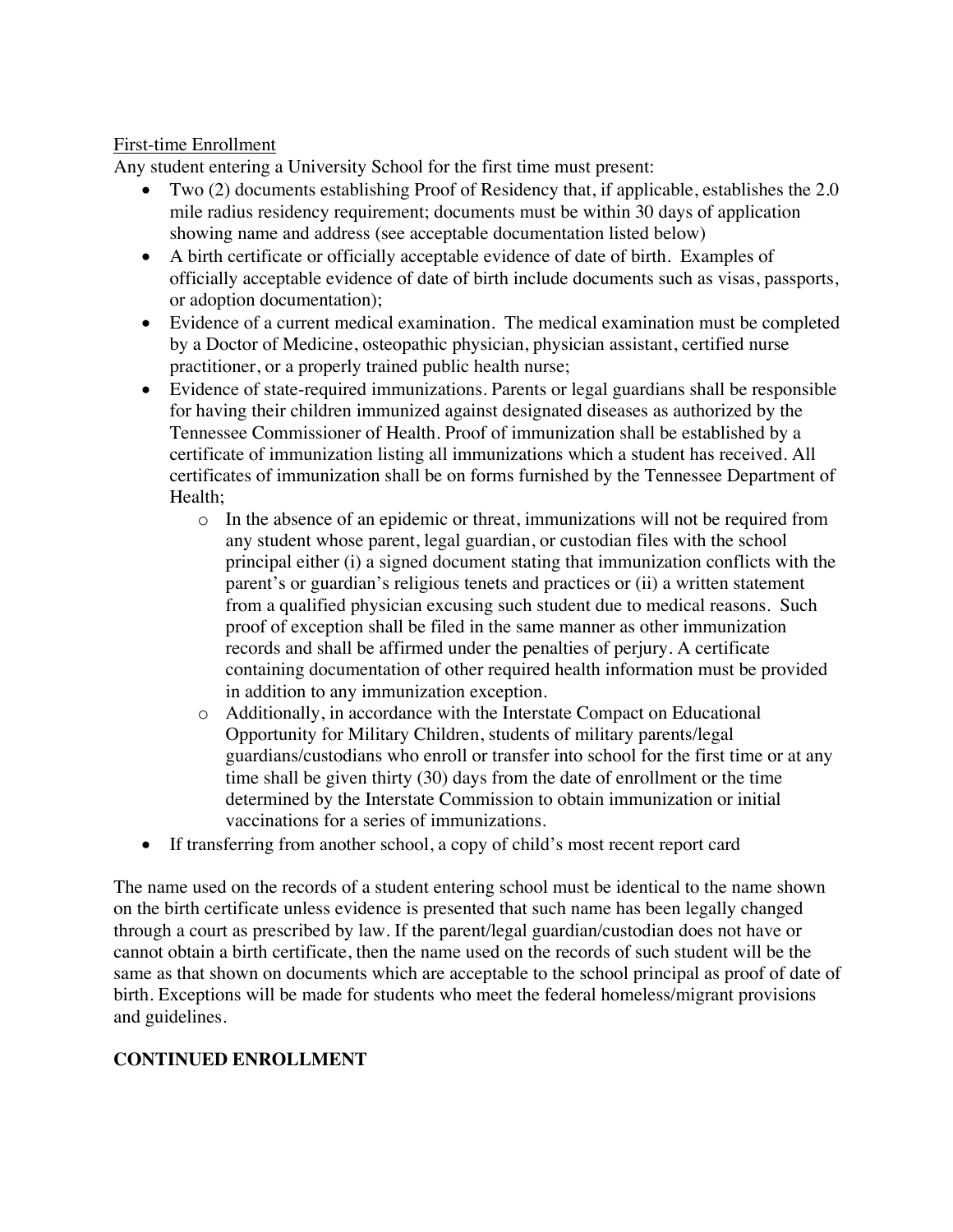First-time Enrollment

Any student entering a University School for the first time must present:

- Two (2) documents establishing Proof of Residency that, if applicable, establishes the 2.0 mile radius residency requirement; documents must be within 30 days of application showing name and address (see acceptable documentation listed below)
- A birth certificate or officially acceptable evidence of date of birth. Examples of officially acceptable evidence of date of birth include documents such as visas, passports, or adoption documentation);
- Evidence of a current medical examination. The medical examination must be completed by a Doctor of Medicine, osteopathic physician, physician assistant, certified nurse practitioner, or a properly trained public health nurse;
- Evidence of state-required immunizations. Parents or legal guardians shall be responsible for having their children immunized against designated diseases as authorized by the Tennessee Commissioner of Health. Proof of immunization shall be established by a certificate of immunization listing all immunizations which a student has received. All certificates of immunization shall be on forms furnished by the Tennessee Department of Health;
  - In the absence of an epidemic or threat, immunizations will not be required from any student whose parent, legal guardian, or custodian files with the school principal either (i) a signed document stating that immunization conflicts with the parent's or guardian's religious tenets and practices or (ii) a written statement from a qualified physician excusing such student due to medical reasons. Such proof of exception shall be filed in the same manner as other immunization records and shall be affirmed under the penalties of perjury. A certificate containing documentation of other required health information must be provided in addition to any immunization exception.
  - Additionally, in accordance with the Interstate Compact on Educational Opportunity for Military Children, students of military parents/legal guardians/custodians who enroll or transfer into school for the first time or at any time shall be given thirty (30) days from the date of enrollment or the time determined by the Interstate Commission to obtain immunization or initial vaccinations for a series of immunizations.
- If transferring from another school, a copy of child's most recent report card

The name used on the records of a student entering school must be identical to the name shown on the birth certificate unless evidence is presented that such name has been legally changed through a court as prescribed by law. If the parent/legal guardian/custodian does not have or cannot obtain a birth certificate, then the name used on the records of such student will be the same as that shown on documents which are acceptable to the school principal as proof of date of birth. Exceptions will be made for students who meet the federal homeless/migrant provisions and guidelines.

**CONTINUED ENROLLMENT**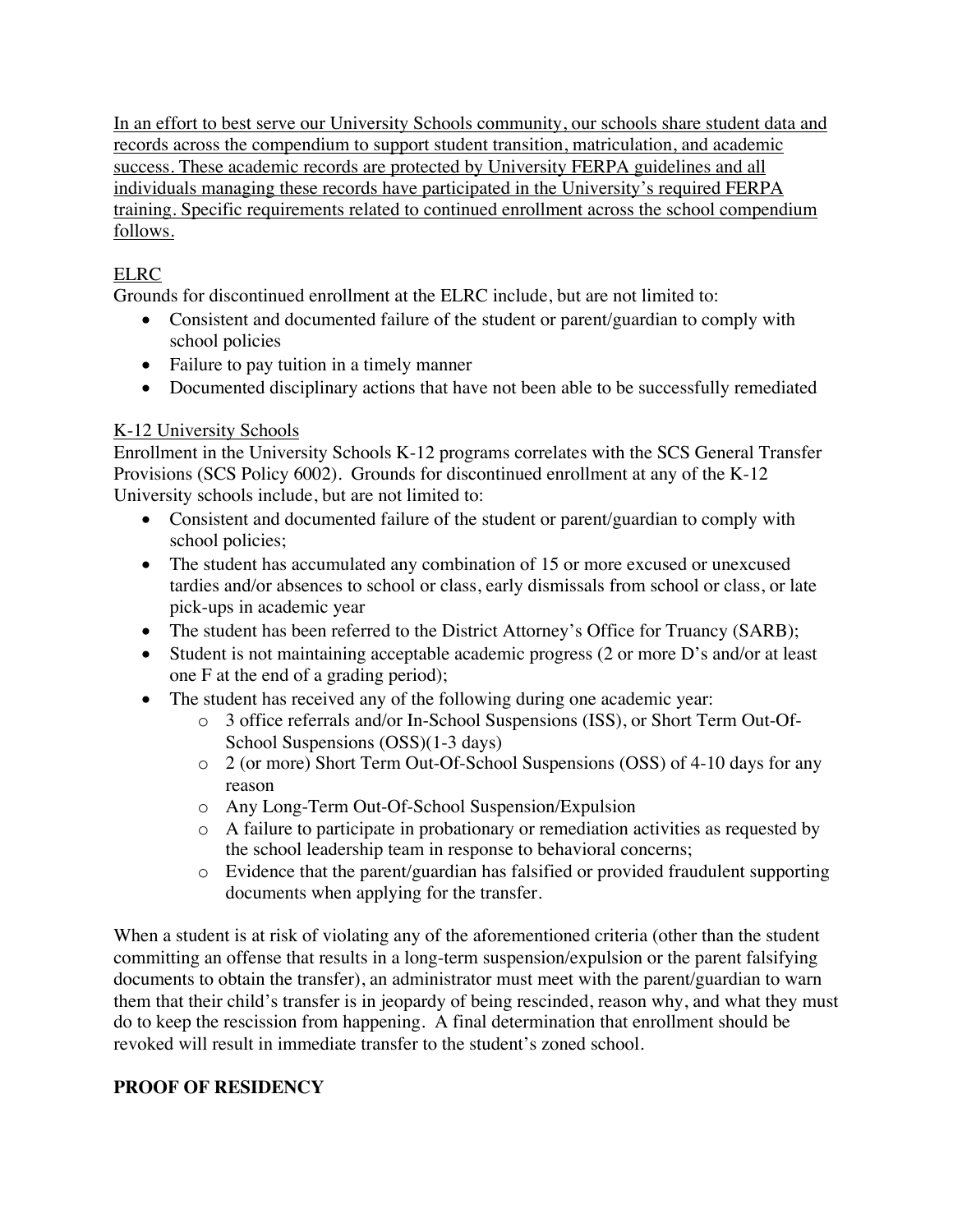<u>In an effort to best serve our University Schools community, our schools share student data and records across the compendium to support student transition, matriculation, and academic success. These academic records are protected by University FERPA guidelines and all individuals managing these records have participated in the University's required FERPA training. Specific requirements related to continued enrollment across the school compendium follows.</u>

<u>ELRC</u>

Grounds for discontinued enrollment at the ELRC include, but are not limited to:

- Consistent and documented failure of the student or parent/guardian to comply with school policies
- Failure to pay tuition in a timely manner
- Documented disciplinary actions that have not been able to be successfully remediated

<u>K-12 University Schools</u>

Enrollment in the University Schools K-12 programs correlates with the SCS General Transfer Provisions (SCS Policy 6002). Grounds for discontinued enrollment at any of the K-12 University schools include, but are not limited to:

- Consistent and documented failure of the student or parent/guardian to comply with school policies;
- The student has accumulated any combination of 15 or more excused or unexcused tardies and/or absences to school or class, early dismissals from school or class, or late pick-ups in academic year
- The student has been referred to the District Attorney's Office for Truancy (SARB);
- Student is not maintaining acceptable academic progress (2 or more D's and/or at least one F at the end of a grading period);
- The student has received any of the following during one academic year:
  - 3 office referrals and/or In-School Suspensions (ISS), or Short Term Out-Of-School Suspensions (OSS)(1-3 days)
  - 2 (or more) Short Term Out-Of-School Suspensions (OSS) of 4-10 days for any reason
  - Any Long-Term Out-Of-School Suspension/Expulsion
  - A failure to participate in probationary or remediation activities as requested by the school leadership team in response to behavioral concerns;
  - Evidence that the parent/guardian has falsified or provided fraudulent supporting documents when applying for the transfer.

When a student is at risk of violating any of the aforementioned criteria (other than the student committing an offense that results in a long-term suspension/expulsion or the parent falsifying documents to obtain the transfer), an administrator must meet with the parent/guardian to warn them that their child's transfer is in jeopardy of being rescinded, reason why, and what they must do to keep the rescission from happening. A final determination that enrollment should be revoked will result in immediate transfer to the student's zoned school.

**PROOF OF RESIDENCY**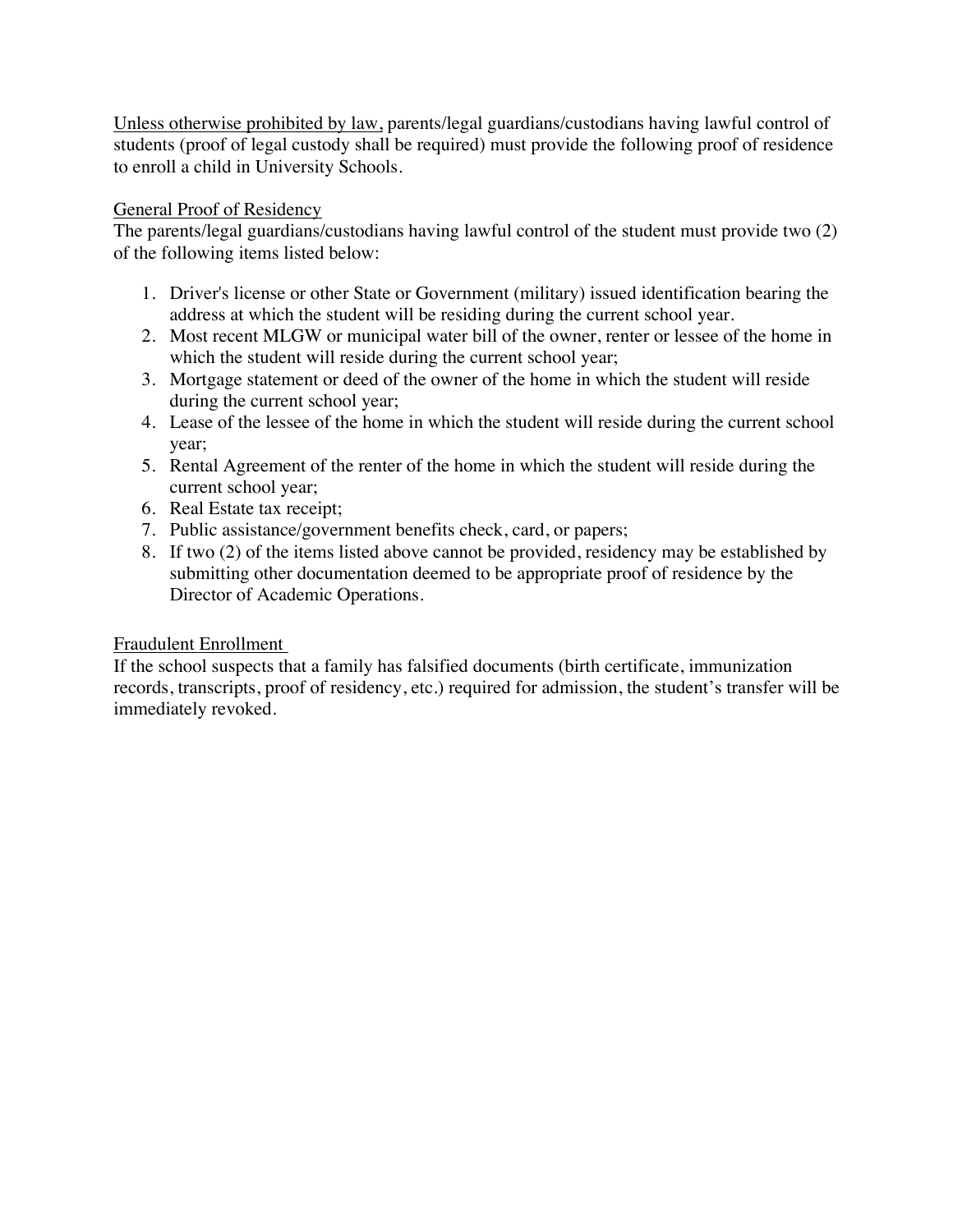Unless otherwise prohibited by law, parents/legal guardians/custodians having lawful control of students (proof of legal custody shall be required) must provide the following proof of residence to enroll a child in University Schools.

General Proof of Residency

The parents/legal guardians/custodians having lawful control of the student must provide two (2) of the following items listed below:

1. Driver's license or other State or Government (military) issued identification bearing the address at which the student will be residing during the current school year.
2. Most recent MLGW or municipal water bill of the owner, renter or lessee of the home in which the student will reside during the current school year;
3. Mortgage statement or deed of the owner of the home in which the student will reside during the current school year;
4. Lease of the lessee of the home in which the student will reside during the current school year;
5. Rental Agreement of the renter of the home in which the student will reside during the current school year;
6. Real Estate tax receipt;
7. Public assistance/government benefits check, card, or papers;
8. If two (2) of the items listed above cannot be provided, residency may be established by submitting other documentation deemed to be appropriate proof of residence by the Director of Academic Operations.

Fraudulent Enrollment

If the school suspects that a family has falsified documents (birth certificate, immunization records, transcripts, proof of residency, etc.) required for admission, the student's transfer will be immediately revoked.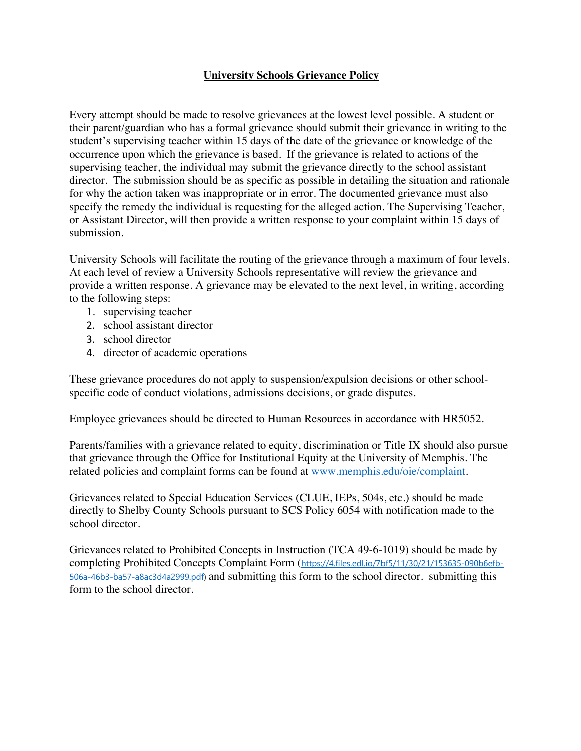## University Schools Grievance Policy

Every attempt should be made to resolve grievances at the lowest level possible. A student or their parent/guardian who has a formal grievance should submit their grievance in writing to the student's supervising teacher within 15 days of the date of the grievance or knowledge of the occurrence upon which the grievance is based. If the grievance is related to actions of the supervising teacher, the individual may submit the grievance directly to the school assistant director. The submission should be as specific as possible in detailing the situation and rationale for why the action taken was inappropriate or in error. The documented grievance must also specify the remedy the individual is requesting for the alleged action. The Supervising Teacher, or Assistant Director, will then provide a written response to your complaint within 15 days of submission.

University Schools will facilitate the routing of the grievance through a maximum of four levels. At each level of review a University Schools representative will review the grievance and provide a written response. A grievance may be elevated to the next level, in writing, according to the following steps:

1. supervising teacher
2. school assistant director
3. school director
4. director of academic operations

These grievance procedures do not apply to suspension/expulsion decisions or other school-specific code of conduct violations, admissions decisions, or grade disputes.

Employee grievances should be directed to Human Resources in accordance with HR5052.

Parents/families with a grievance related to equity, discrimination or Title IX should also pursue that grievance through the Office for Institutional Equity at the University of Memphis. The related policies and complaint forms can be found at www.memphis.edu/oie/complaint.

Grievances related to Special Education Services (CLUE, IEPs, 504s, etc.) should be made directly to Shelby County Schools pursuant to SCS Policy 6054 with notification made to the school director.

Grievances related to Prohibited Concepts in Instruction (TCA 49-6-1019) should be made by completing Prohibited Concepts Complaint Form (https://4.files.edl.io/7bf5/11/30/21/153635-090b6efb-506a-46b3-ba57-a8ac3d4a2999.pdf) and submitting this form to the school director. submitting this form to the school director.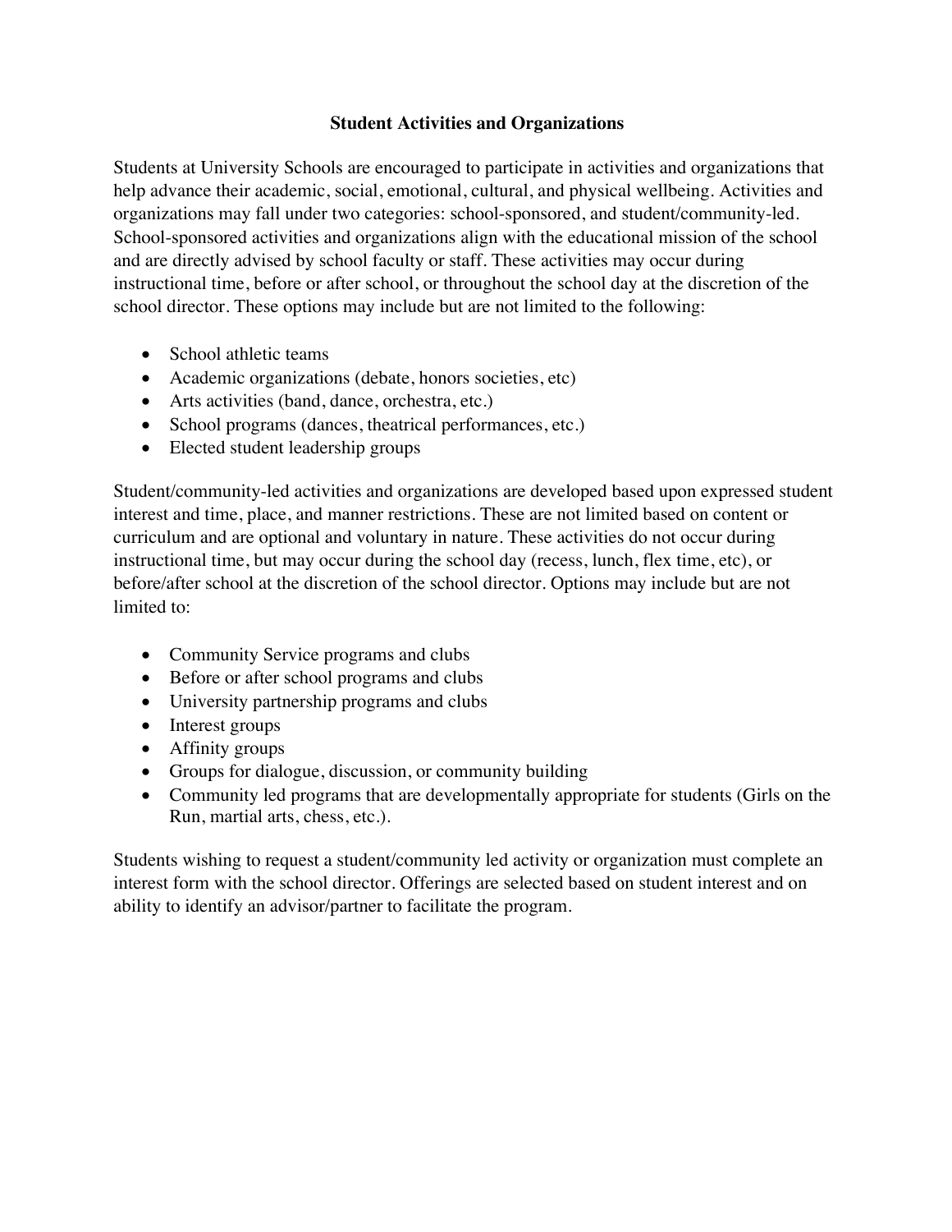## Student Activities and Organizations

Students at University Schools are encouraged to participate in activities and organizations that help advance their academic, social, emotional, cultural, and physical wellbeing. Activities and organizations may fall under two categories: school-sponsored, and student/community-led. School-sponsored activities and organizations align with the educational mission of the school and are directly advised by school faculty or staff. These activities may occur during instructional time, before or after school, or throughout the school day at the discretion of the school director. These options may include but are not limited to the following:

- School athletic teams
- Academic organizations (debate, honors societies, etc)
- Arts activities (band, dance, orchestra, etc.)
- School programs (dances, theatrical performances, etc.)
- Elected student leadership groups

Student/community-led activities and organizations are developed based upon expressed student interest and time, place, and manner restrictions. These are not limited based on content or curriculum and are optional and voluntary in nature. These activities do not occur during instructional time, but may occur during the school day (recess, lunch, flex time, etc), or before/after school at the discretion of the school director. Options may include but are not limited to:

- Community Service programs and clubs
- Before or after school programs and clubs
- University partnership programs and clubs
- Interest groups
- Affinity groups
- Groups for dialogue, discussion, or community building
- Community led programs that are developmentally appropriate for students (Girls on the Run, martial arts, chess, etc.).

Students wishing to request a student/community led activity or organization must complete an interest form with the school director. Offerings are selected based on student interest and on ability to identify an advisor/partner to facilitate the program.